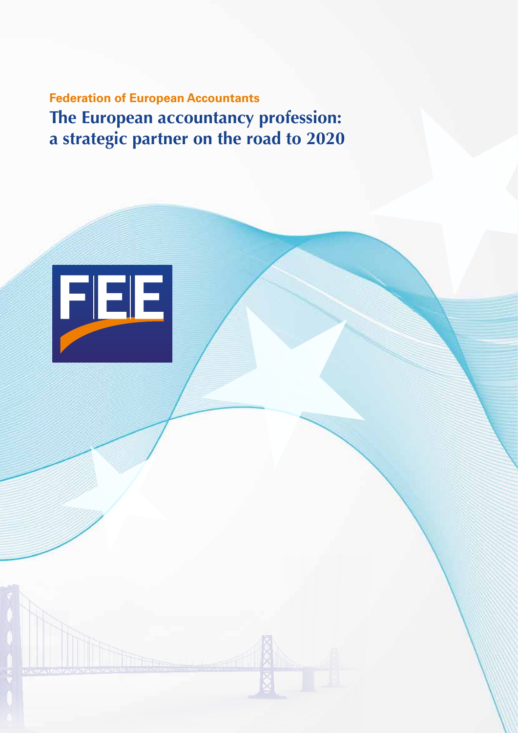**Federation of European Accountants**

# The European accountancy profession: a strategic partner on the road to 2020

FEE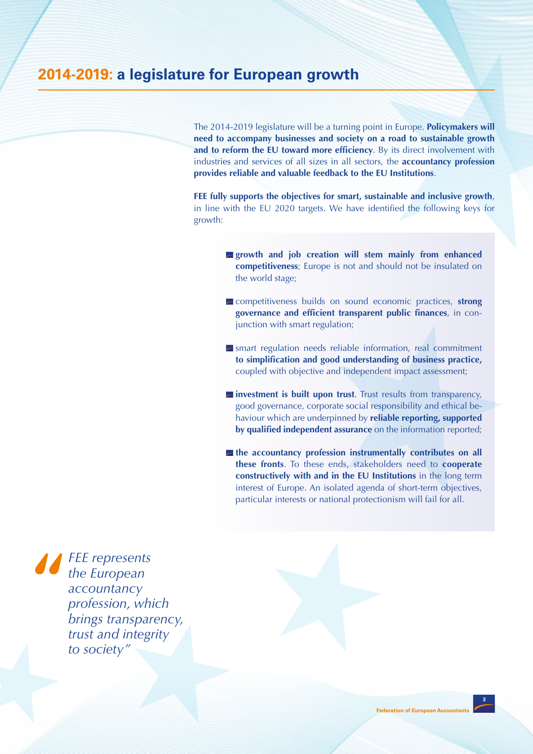## 2014-2019: a legislature for European growth

The 2014-2019 legislature will be a turning point in Europe. **Policymakers will need to accompany businesses and society on a road to sustainable growth and to reform the EU toward more efficiency**. By its direct involvement with industries and services of all sizes in all sectors, the **accountancy profession provides reliable and valuable feedback to the EU Institutions**.

**FEE fully supports the objectives for smart, sustainable and inclusive growth**, in line with the EU 2020 targets. We have identified the following keys for growth:

- **growth and job creation will stem mainly from enhanced competitiveness**; Europe is not and should not be insulated on the world stage;
- competitiveness builds on sound economic practices, **strong governance and efficient transparent public finances**, in conjunction with smart regulation;
- smart regulation needs reliable information, real commitment **to simplification and good understanding of business practice,** coupled with objective and independent impact assessment;
- **investment is built upon trust**. Trust results from transparency, good governance, corporate social responsibility and ethical behaviour which are underpinned by **reliable reporting, supported by qualified independent assurance** on the information reported;
- **the accountancy profession instrumentally contributes on all these fronts**. To these ends, stakeholders need to **cooperate constructively with and in the EU Institutions** in the long term interest of Europe. An isolated agenda of short-term objectives, particular interests or national protectionism will fail for all.

> *"FEE represents the European accountancy profession, which brings transparency, trust and integrity to society"*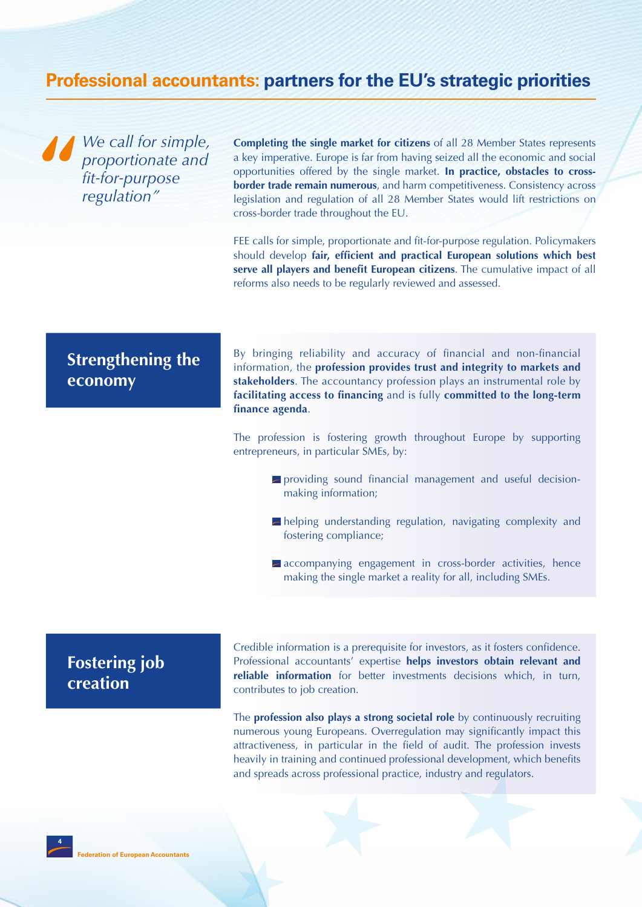# Professional accountants: partners for the EU's strategic priorities

> *We call for simple, proportionate and fit-for-purpose regulation"*

**Completing the single market for citizens** of all 28 Member States represents a key imperative. Europe is far from having seized all the economic and social opportunities offered by the single market. **In practice, obstacles to cross-border trade remain numerous**, and harm competitiveness. Consistency across legislation and regulation of all 28 Member States would lift restrictions on cross-border trade throughout the EU.

FEE calls for simple, proportionate and fit-for-purpose regulation. Policymakers should develop **fair, efficient and practical European solutions which best serve all players and benefit European citizens**. The cumulative impact of all reforms also needs to be regularly reviewed and assessed.

## Strengthening the economy

By bringing reliability and accuracy of financial and non-financial information, the **profession provides trust and integrity to markets and stakeholders**. The accountancy profession plays an instrumental role by **facilitating access to financing** and is fully **committed to the long-term finance agenda**.

The profession is fostering growth throughout Europe by supporting entrepreneurs, in particular SMEs, by:

- providing sound financial management and useful decision-making information;
- helping understanding regulation, navigating complexity and fostering compliance;
- accompanying engagement in cross-border activities, hence making the single market a reality for all, including SMEs.

## Fostering job creation

Credible information is a prerequisite for investors, as it fosters confidence. Professional accountants' expertise **helps investors obtain relevant and reliable information** for better investments decisions which, in turn, contributes to job creation.

The **profession also plays a strong societal role** by continuously recruiting numerous young Europeans. Overregulation may significantly impact this attractiveness, in particular in the field of audit. The profession invests heavily in training and continued professional development, which benefits and spreads across professional practice, industry and regulators.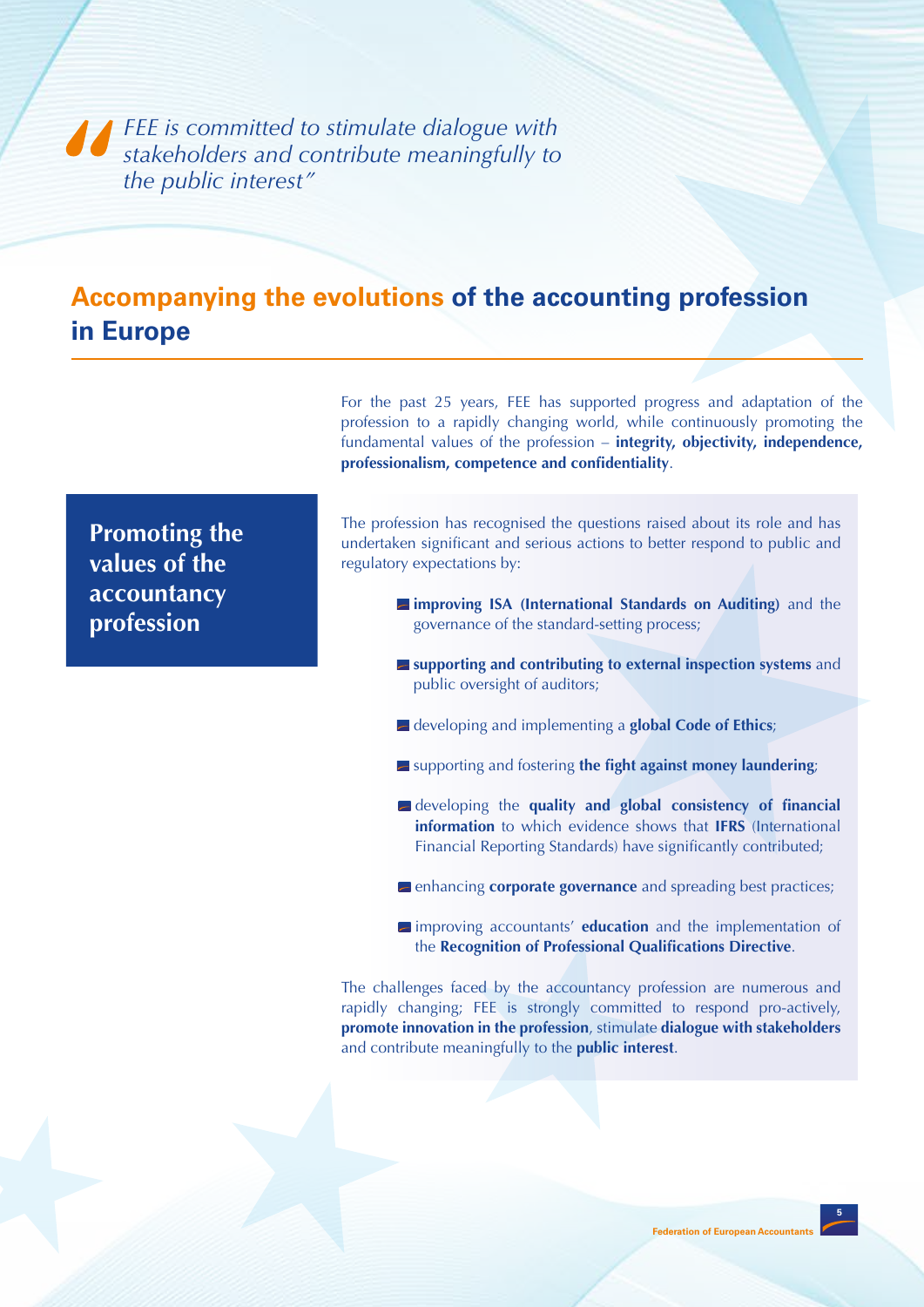> *FEE is committed to stimulate dialogue with stakeholders and contribute meaningfully to the public interest"*

## Accompanying the evolutions of the accounting profession in Europe

For the past 25 years, FEE has supported progress and adaptation of the profession to a rapidly changing world, while continuously promoting the fundamental values of the profession – **integrity, objectivity, independence, professionalism, competence and confidentiality**.

### Promoting the values of the accountancy profession

The profession has recognised the questions raised about its role and has undertaken significant and serious actions to better respond to public and regulatory expectations by:

- **improving ISA (International Standards on Auditing)** and the governance of the standard-setting process;
- **supporting and contributing to external inspection systems** and public oversight of auditors;
- developing and implementing a **global Code of Ethics**;
- supporting and fostering **the fight against money laundering**;
- developing the **quality and global consistency of financial information** to which evidence shows that **IFRS** (International Financial Reporting Standards) have significantly contributed;
- enhancing **corporate governance** and spreading best practices;
- improving accountants' **education** and the implementation of the **Recognition of Professional Qualifications Directive**.

The challenges faced by the accountancy profession are numerous and rapidly changing; FEE is strongly committed to respond pro-actively, **promote innovation in the profession**, stimulate **dialogue with stakeholders** and contribute meaningfully to the **public interest**.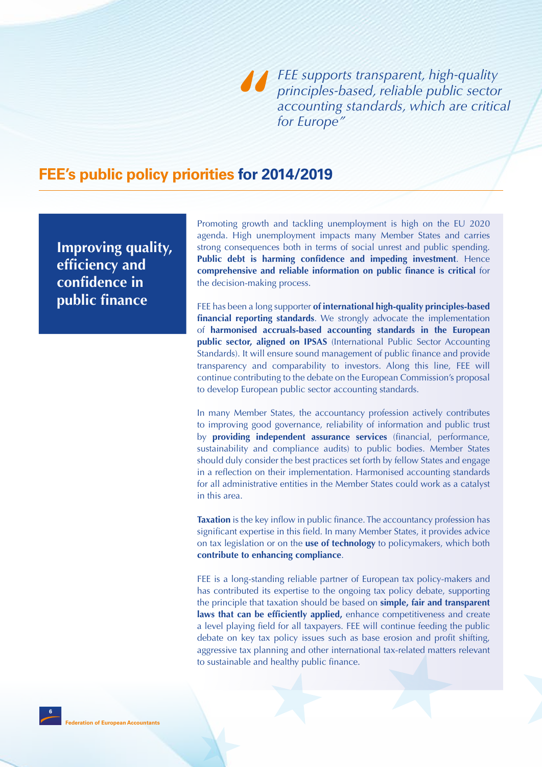> *FEE supports transparent, high-quality principles-based, reliable public sector accounting standards, which are critical for Europe"*

## FEE's public policy priorities for 2014/2019

### Improving quality, efficiency and confidence in public finance

Promoting growth and tackling unemployment is high on the EU 2020 agenda. High unemployment impacts many Member States and carries strong consequences both in terms of social unrest and public spending. **Public debt is harming confidence and impeding investment**. Hence **comprehensive and reliable information on public finance is critical** for the decision-making process.

FEE has been a long supporter **of international high-quality principles-based financial reporting standards**. We strongly advocate the implementation of **harmonised accruals-based accounting standards in the European public sector, aligned on IPSAS** (International Public Sector Accounting Standards). It will ensure sound management of public finance and provide transparency and comparability to investors. Along this line, FEE will continue contributing to the debate on the European Commission's proposal to develop European public sector accounting standards.

In many Member States, the accountancy profession actively contributes to improving good governance, reliability of information and public trust by **providing independent assurance services** (financial, performance, sustainability and compliance audits) to public bodies. Member States should duly consider the best practices set forth by fellow States and engage in a reflection on their implementation. Harmonised accounting standards for all administrative entities in the Member States could work as a catalyst in this area.

**Taxation** is the key inflow in public finance. The accountancy profession has significant expertise in this field. In many Member States, it provides advice on tax legislation or on the **use of technology** to policymakers, which both **contribute to enhancing compliance**.

FEE is a long-standing reliable partner of European tax policy-makers and has contributed its expertise to the ongoing tax policy debate, supporting the principle that taxation should be based on **simple, fair and transparent laws that can be efficiently applied,** enhance competitiveness and create a level playing field for all taxpayers. FEE will continue feeding the public debate on key tax policy issues such as base erosion and profit shifting, aggressive tax planning and other international tax-related matters relevant to sustainable and healthy public finance.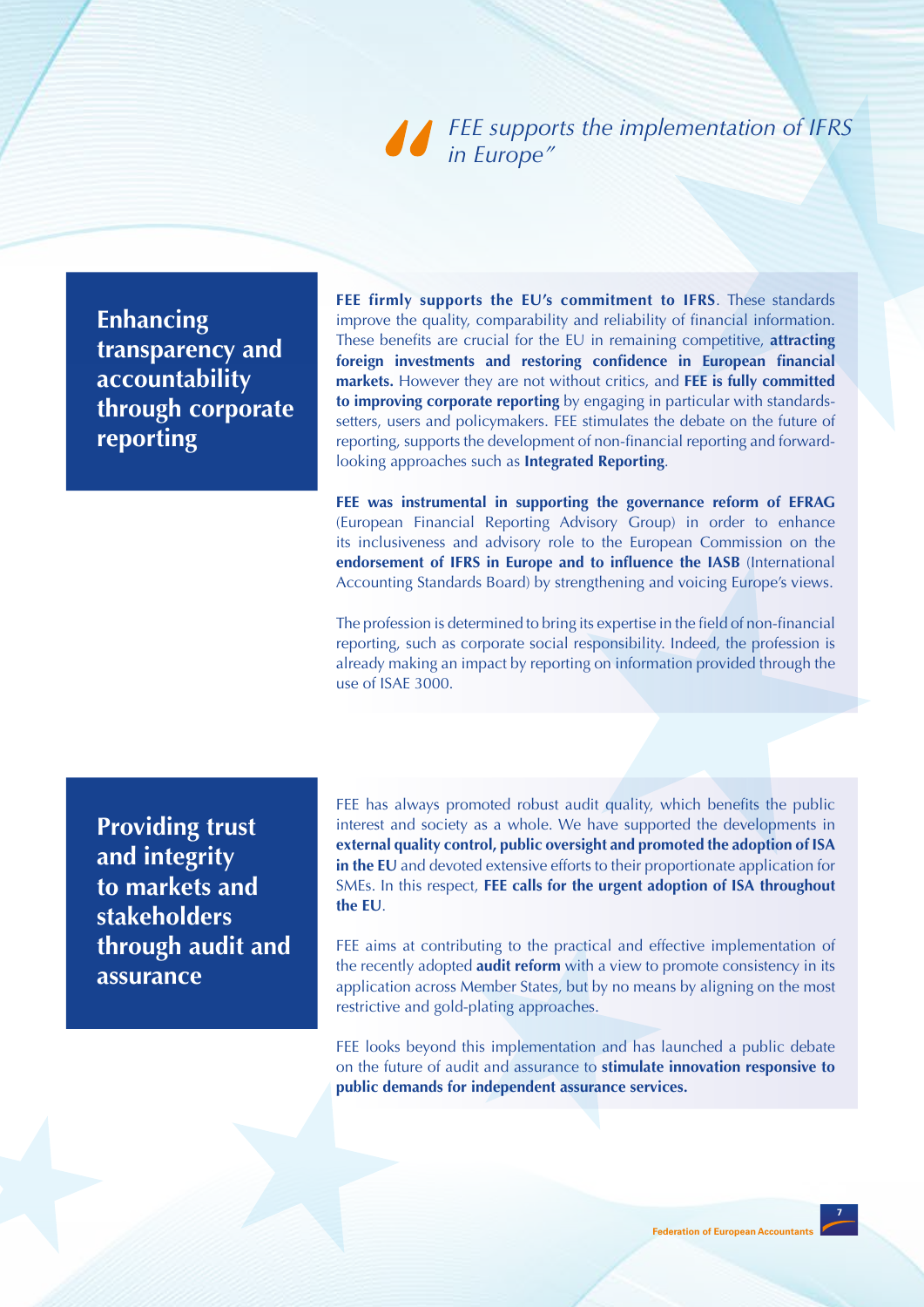> *FEE supports the implementation of IFRS in Europe"*

## Enhancing transparency and accountability through corporate reporting

**FEE firmly supports the EU's commitment to IFRS**. These standards improve the quality, comparability and reliability of financial information. These benefits are crucial for the EU in remaining competitive, **attracting foreign investments and restoring confidence in European financial markets.** However they are not without critics, and **FEE is fully committed to improving corporate reporting** by engaging in particular with standards-setters, users and policymakers. FEE stimulates the debate on the future of reporting, supports the development of non-financial reporting and forward-looking approaches such as **Integrated Reporting**.

**FEE was instrumental in supporting the governance reform of EFRAG** (European Financial Reporting Advisory Group) in order to enhance its inclusiveness and advisory role to the European Commission on the **endorsement of IFRS in Europe and to influence the IASB** (International Accounting Standards Board) by strengthening and voicing Europe's views.

The profession is determined to bring its expertise in the field of non-financial reporting, such as corporate social responsibility. Indeed, the profession is already making an impact by reporting on information provided through the use of ISAE 3000.

## Providing trust and integrity to markets and stakeholders through audit and assurance

FEE has always promoted robust audit quality, which benefits the public interest and society as a whole. We have supported the developments in **external quality control, public oversight and promoted the adoption of ISA in the EU** and devoted extensive efforts to their proportionate application for SMEs. In this respect, **FEE calls for the urgent adoption of ISA throughout the EU**.

FEE aims at contributing to the practical and effective implementation of the recently adopted **audit reform** with a view to promote consistency in its application across Member States, but by no means by aligning on the most restrictive and gold-plating approaches.

FEE looks beyond this implementation and has launched a public debate on the future of audit and assurance to **stimulate innovation responsive to public demands for independent assurance services.**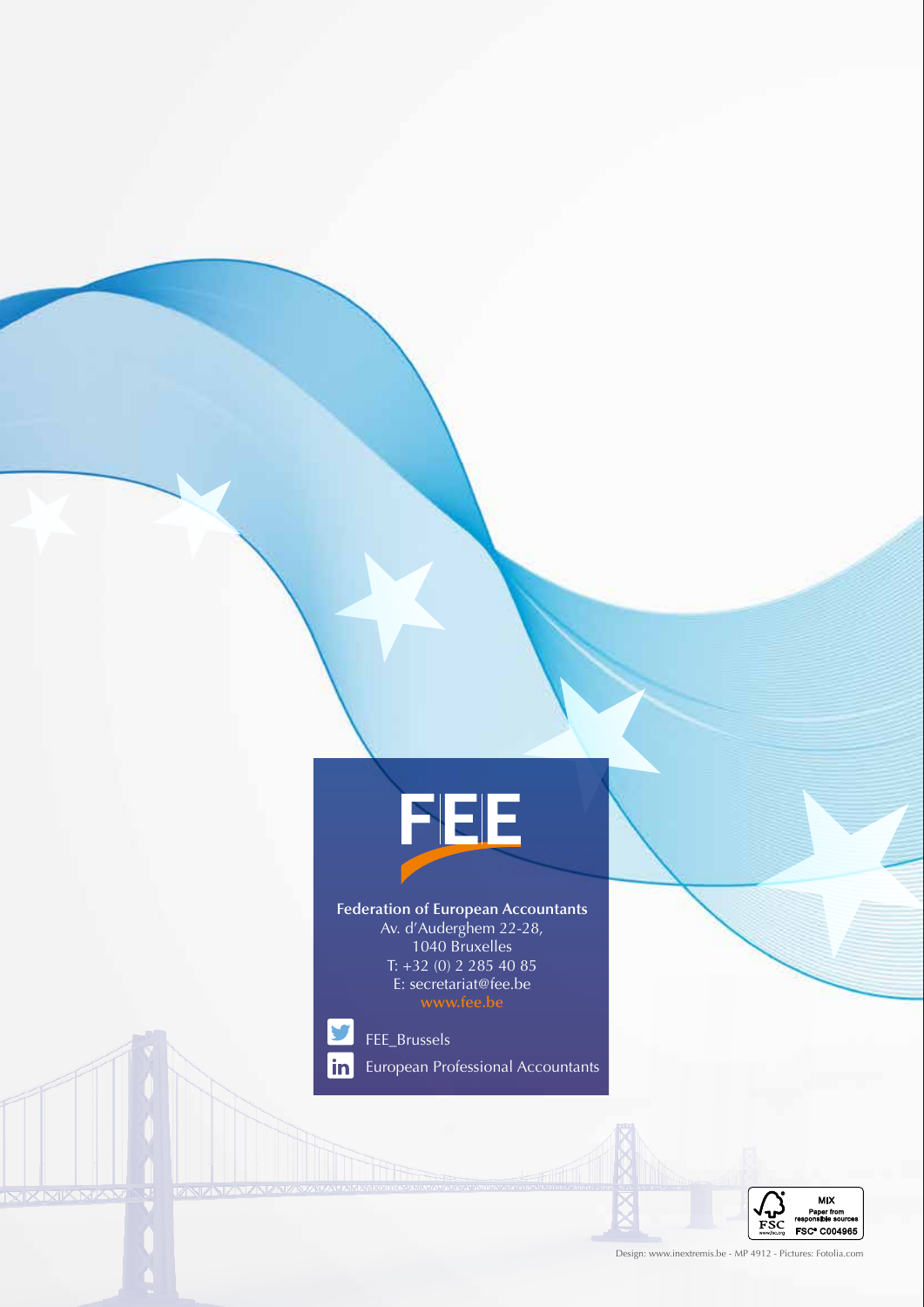**FEE**

**Federation of European Accountants**
Av. d'Auderghem 22-28,
1040 Bruxelles
T: +32 (0) 2 285 40 85
E: secretariat@fee.be
**www.fee.be**

FEE_Brussels

European Professional Accountants

MIX
Paper from responsible sources
FSC® C004965

Design: www.inextremis.be - MP 4912 - Pictures: Fotolia.com